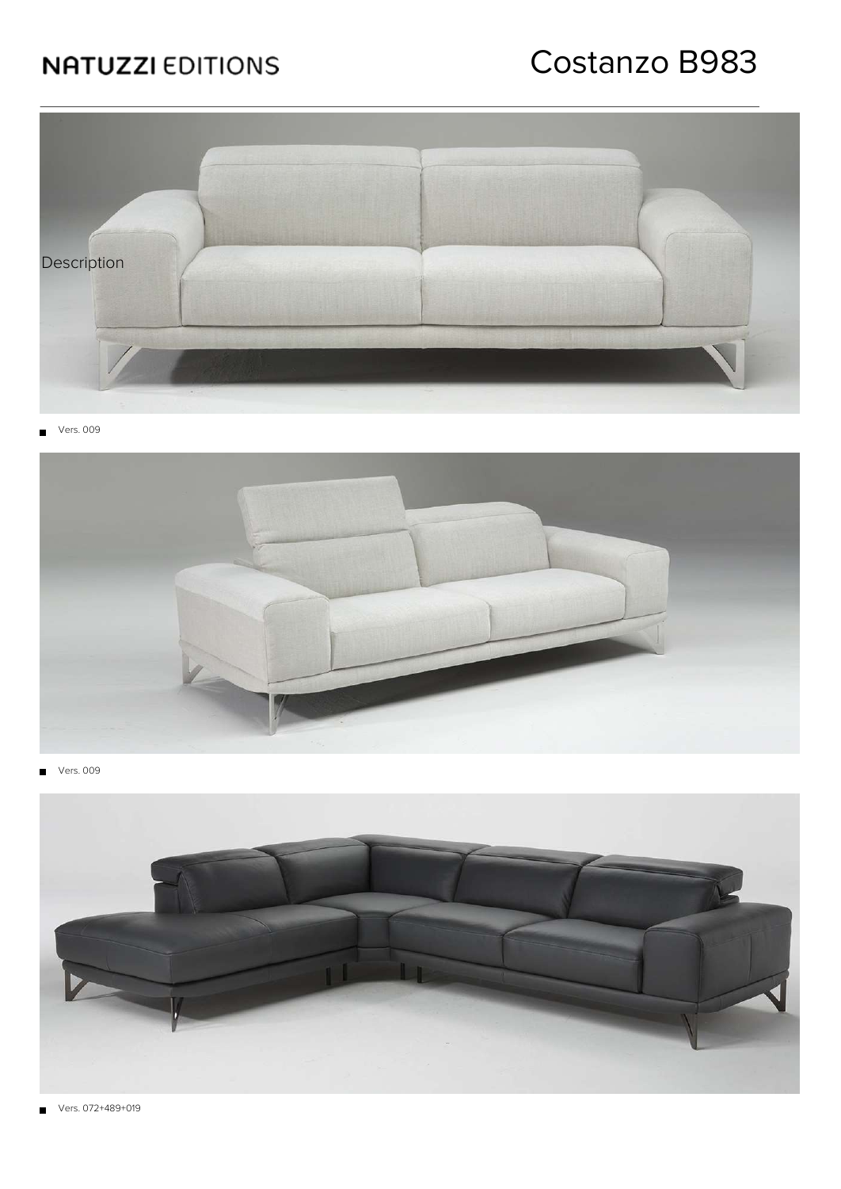# NATUZZI EDITIONS

# Costanzo B983

Description

- Vers. 009

- Vers. 009

- Vers. 072+489+019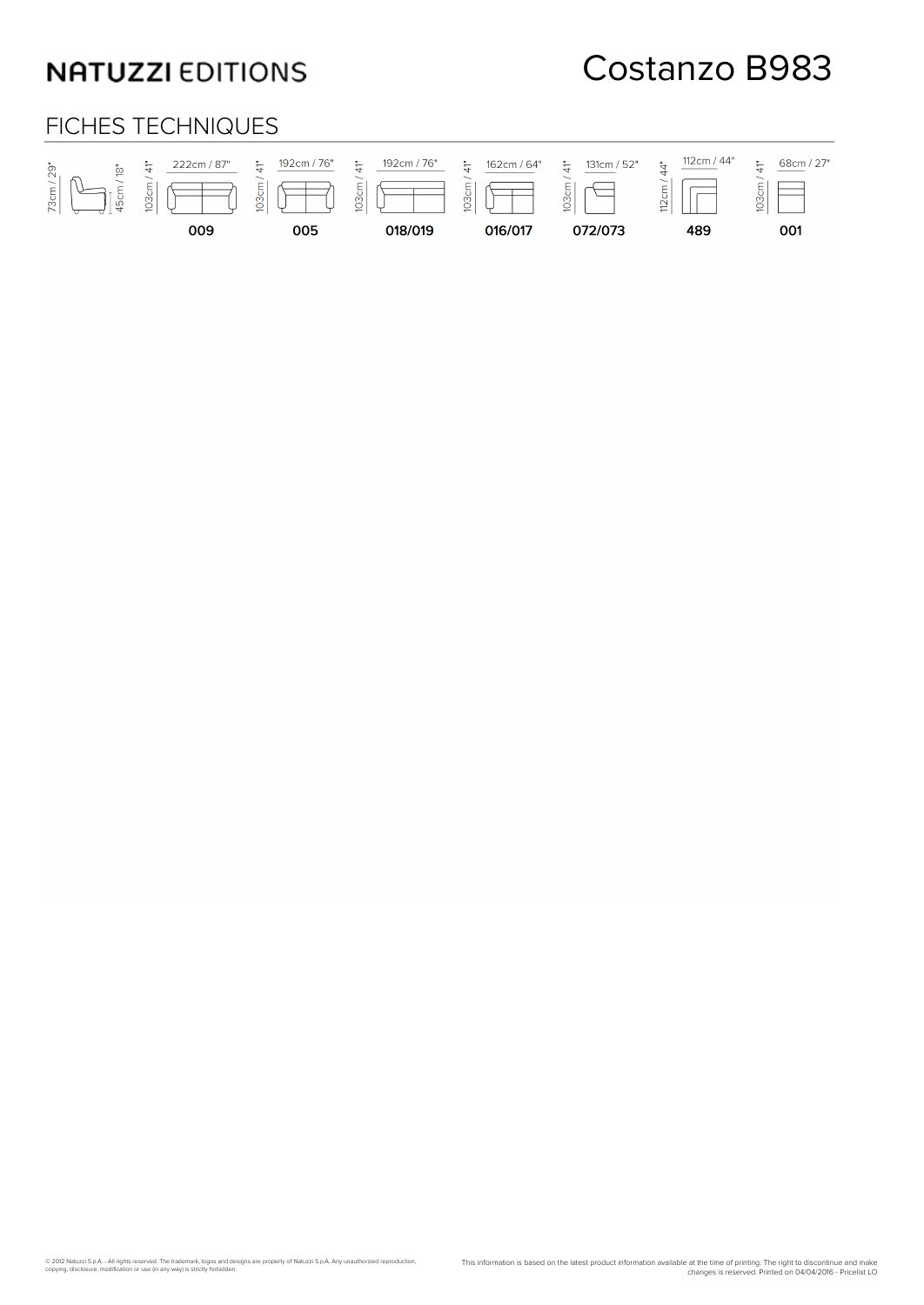# NATUZZI EDITIONS

# Costanzo B983

## FICHES TECHNIQUES

| Dimensions | 009 | 005 | 018/019 | 016/017 | 072/073 | 489 | 001 |
|---|---|---|---|---|---|---|---|
| 73cm / 29" — 45cm / 18" | 222cm / 87" — 103cm / 41" | 192cm / 76" — 103cm / 41" | 192cm / 76" — 103cm / 41" | 162cm / 64" — 103cm / 41" | 131cm / 52" — 103cm / 41" | 112cm / 44" — 112cm / 44" | 68cm / 27" — 103cm / 41" |

© 2012 Natuzzi S.p.A. - All rights reserved. The trademark, logos and designs are property of Natuzzi S.p.A. Any unauthorized reproduction, copying, disclosure, modification or use (in any way) is strictly forbidden.

This information is based on the latest product information available at the time of printing. The right to discontinue and make changes is reserved. Printed on 04/04/2016 - Pricelist LO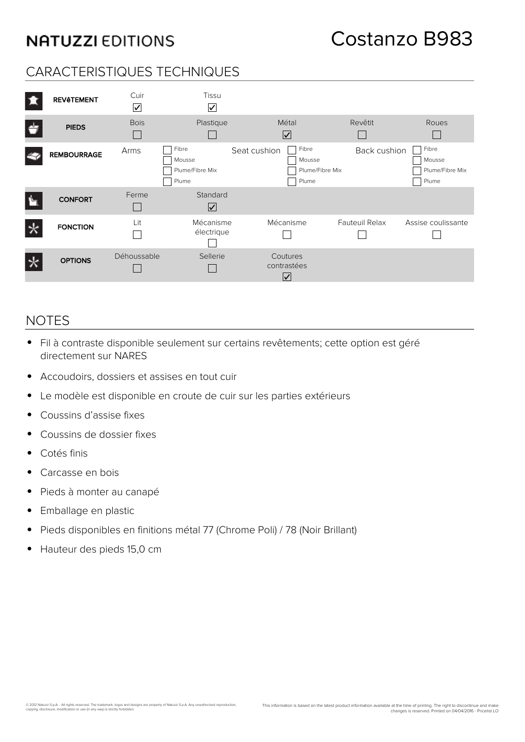**NATUZZI** EDITIONS

# Costanzo B983

## CARACTERISTIQUES TECHNIQUES

| | | | | | |
|---|---|---|---|---|---|
| **REVêTEMENT** | Cuir ☑ | Tissu ☑ | | | |
| **PIEDS** | Bois ☐ | Plastique ☐ | Métal ☑ | Revêtit ☐ | Roues ☐ |
| **REMBOURRAGE** | Arms | ☐ Fibre<br>☐ Mousse<br>☐ Plume/Fibre Mix<br>☐ Plume | Seat cushion | ☐ Fibre<br>☐ Mousse<br>☐ Plume/Fibre Mix<br>☐ Plume | Back cushion: ☐ Fibre<br>☐ Mousse<br>☐ Plume/Fibre Mix<br>☐ Plume |
| **CONFORT** | Ferme ☐ | Standard ☑ | | | |
| **FONCTION** | Lit ☐ | Mécanisme électrique ☐ | Mécanisme ☐ | Fauteuil Relax ☐ | Assise coulissante ☐ |
| **OPTIONS** | Déhoussable ☐ | Sellerie ☐ | Coutures contrastées ☑ | | |

## NOTES

- Fil à contraste disponible seulement sur certains revêtements; cette option est géré directement sur NARES
- Accoudoirs, dossiers et assises en tout cuir
- Le modèle est disponible en croute de cuir sur les parties extérieurs
- Coussins d'assise fixes
- Coussins de dossier fixes
- Cotés finis
- Carcasse en bois
- Pieds à monter au canapé
- Emballage en plastic
- Pieds disponibles en finitions métal 77 (Chrome Poli) / 78 (Noir Brillant)
- Hauteur des pieds 15,0 cm

© 2012 Natuzzi S.p.A. - All rights reserved. The trademark, logos and designs are property of Natuzzi S.p.A. Any unauthorized reproduction, copying, disclosure, modification or use (in any way) is strictly forbidden.

This information is based on the latest product information available at the time of printing. The right to discontinue and make changes is reserved. Printed on 04/04/2016 - Pricelist LO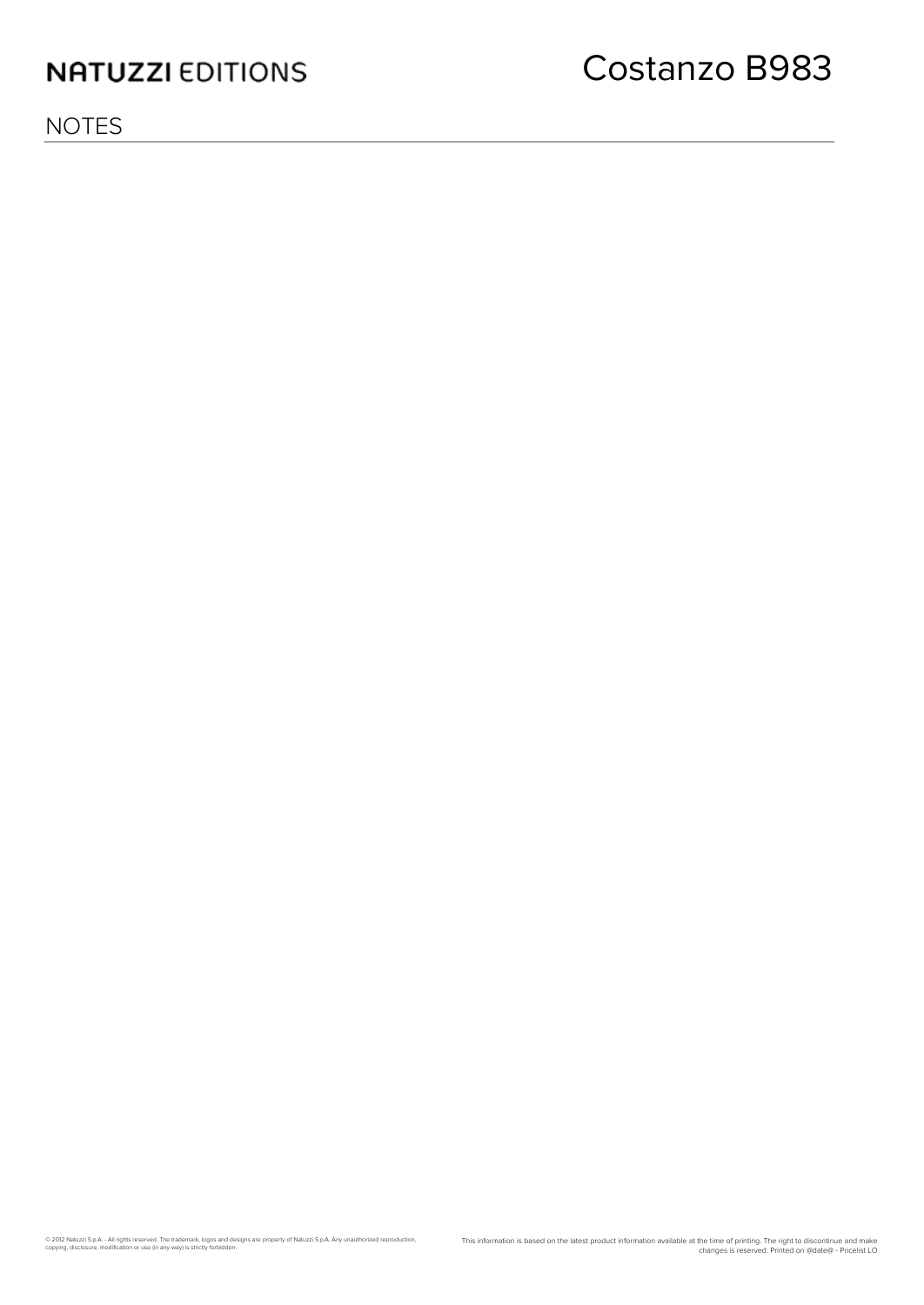## NOTES